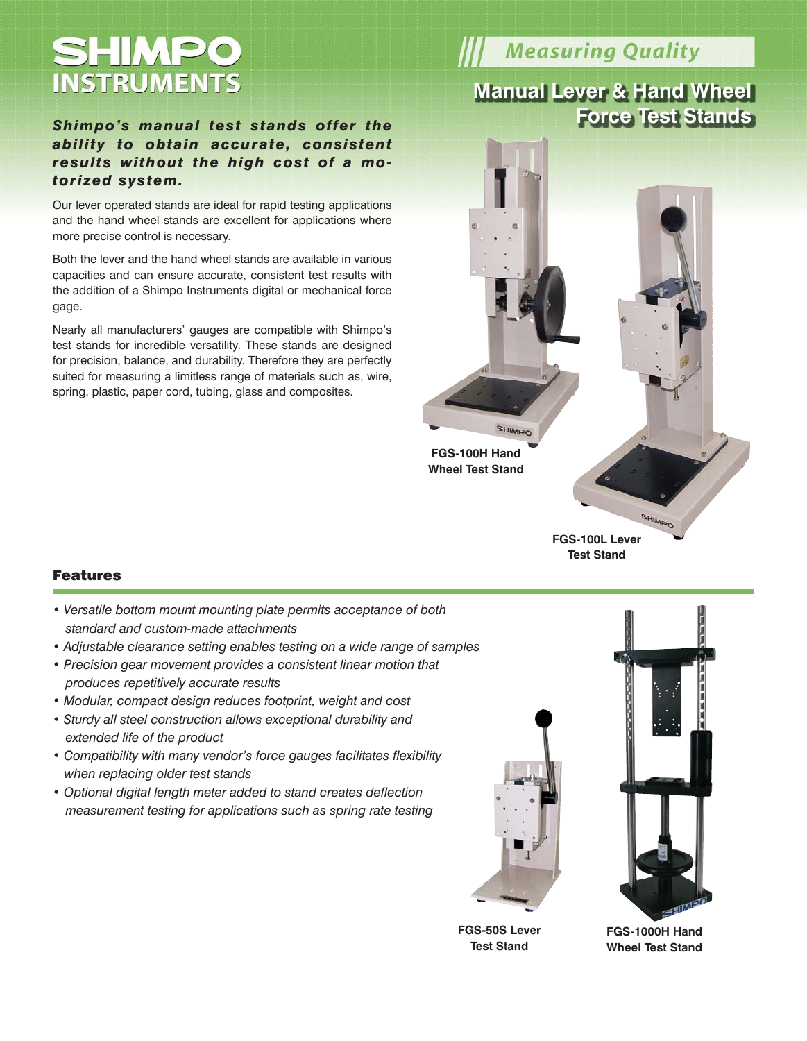# SHIMPO INSTRUMENTS

Measuring Quality

## Manual Lever & Hand Wheel Force Test Stands

***Shimpo's manual test stands offer the ability to obtain accurate, consistent results without the high cost of a motorized system.***

Our lever operated stands are ideal for rapid testing applications and the hand wheel stands are excellent for applications where more precise control is necessary.

Both the lever and the hand wheel stands are available in various capacities and can ensure accurate, consistent test results with the addition of a Shimpo Instruments digital or mechanical force gage.

Nearly all manufacturers' gauges are compatible with Shimpo's test stands for incredible versatility. These stands are designed for precision, balance, and durability. Therefore they are perfectly suited for measuring a limitless range of materials such as, wire, spring, plastic, paper cord, tubing, glass and composites.

**FGS-100H Hand Wheel Test Stand**

**FGS-100L Lever Test Stand**

### Features

- *Versatile bottom mount mounting plate permits acceptance of both standard and custom-made attachments*
- *Adjustable clearance setting enables testing on a wide range of samples*
- *Precision gear movement provides a consistent linear motion that produces repetitively accurate results*
- *Modular, compact design reduces footprint, weight and cost*
- *Sturdy all steel construction allows exceptional durability and extended life of the product*
- *Compatibility with many vendor's force gauges facilitates flexibility when replacing older test stands*
- *Optional digital length meter added to stand creates deflection measurement testing for applications such as spring rate testing*

**FGS-50S Lever Test Stand**

**FGS-1000H Hand Wheel Test Stand**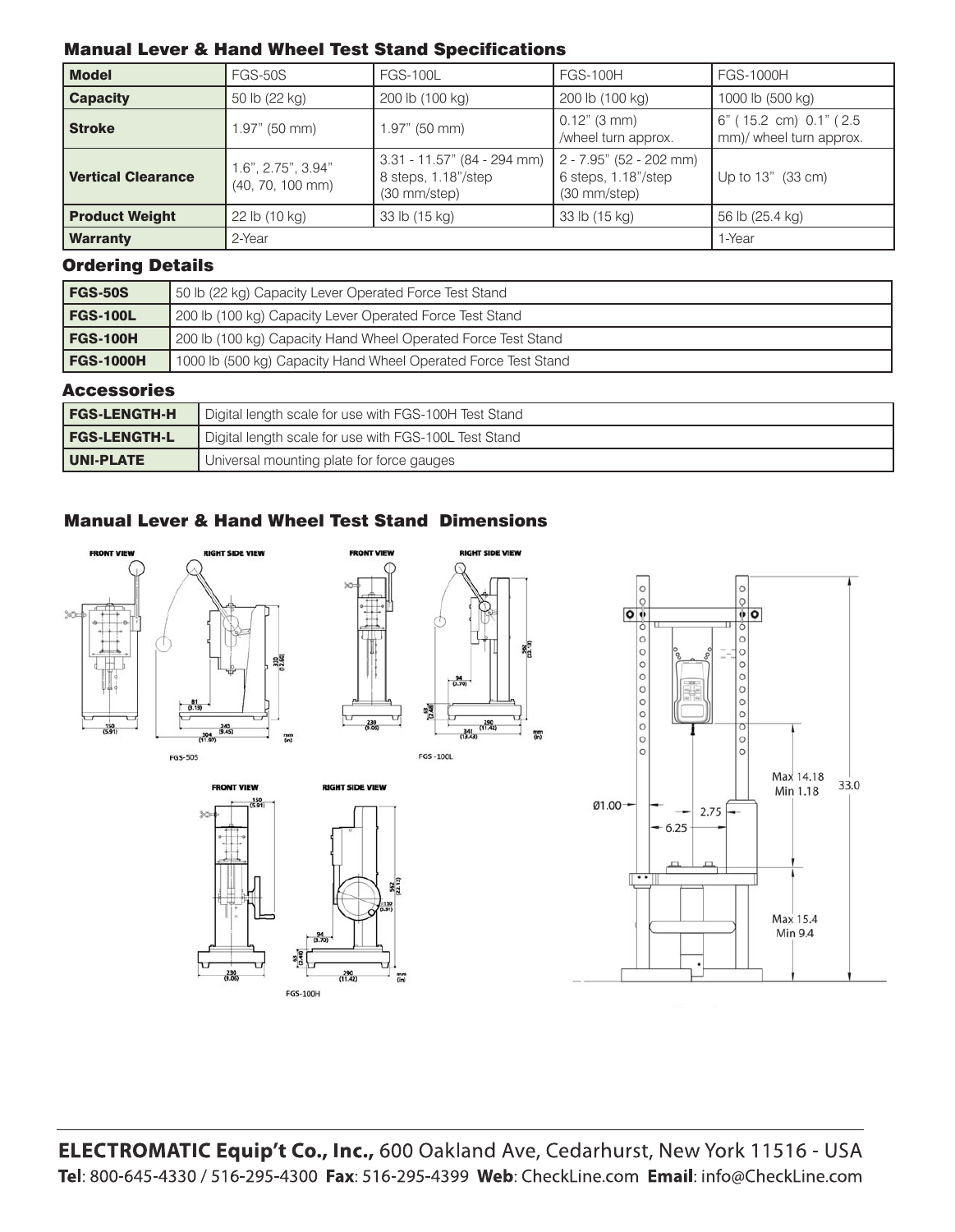## Manual Lever & Hand Wheel Test Stand Specifications

| **Model** | FGS-50S | FGS-100L | FGS-100H | FGS-1000H |
|---|---|---|---|---|
| **Capacity** | 50 lb (22 kg) | 200 lb (100 kg) | 200 lb (100 kg) | 1000 lb (500 kg) |
| **Stroke** | 1.97" (50 mm) | 1.97" (50 mm) | 0.12" (3 mm) /wheel turn approx. | 6" ( 15.2 cm) 0.1" ( 2.5 mm)/ wheel turn approx. |
| **Vertical Clearance** | 1.6", 2.75", 3.94" (40, 70, 100 mm) | 3.31 - 11.57" (84 - 294 mm) 8 steps, 1.18"/step (30 mm/step) | 2 - 7.95" (52 - 202 mm) 6 steps, 1.18"/step (30 mm/step) | Up to 13" (33 cm) |
| **Product Weight** | 22 lb (10 kg) | 33 lb (15 kg) | 33 lb (15 kg) | 56 lb (25.4 kg) |
| **Warranty** | 2-Year | | | 1-Year |

## Ordering Details

| | |
|---|---|
| **FGS-50S** | 50 lb (22 kg) Capacity Lever Operated Force Test Stand |
| **FGS-100L** | 200 lb (100 kg) Capacity Lever Operated Force Test Stand |
| **FGS-100H** | 200 lb (100 kg) Capacity Hand Wheel Operated Force Test Stand |
| **FGS-1000H** | 1000 lb (500 kg) Capacity Hand Wheel Operated Force Test Stand |

## Accessories

| | |
|---|---|
| **FGS-LENGTH-H** | Digital length scale for use with FGS-100H Test Stand |
| **FGS-LENGTH-L** | Digital length scale for use with FGS-100L Test Stand |
| **UNI-PLATE** | Universal mounting plate for force gauges |

## Manual Lever & Hand Wheel Test Stand Dimensions

FRONT VIEW RIGHT SIDE VIEW

FGS-50S

FRONT VIEW RIGHT SIDE VIEW

FGS-100L

FRONT VIEW RIGHT SIDE VIEW

FGS-100H

Max 14.18
Min 1.18

33.0

Ø1.00

2.75

6.25

Max 15.4
Min 9.4

**ELECTROMATIC Equip't Co., Inc.,** 600 Oakland Ave, Cedarhurst, New York 11516 - USA
**Tel**: 800-645-4330 / 516-295-4300 **Fax**: 516-295-4399 **Web**: CheckLine.com **Email**: info@CheckLine.com